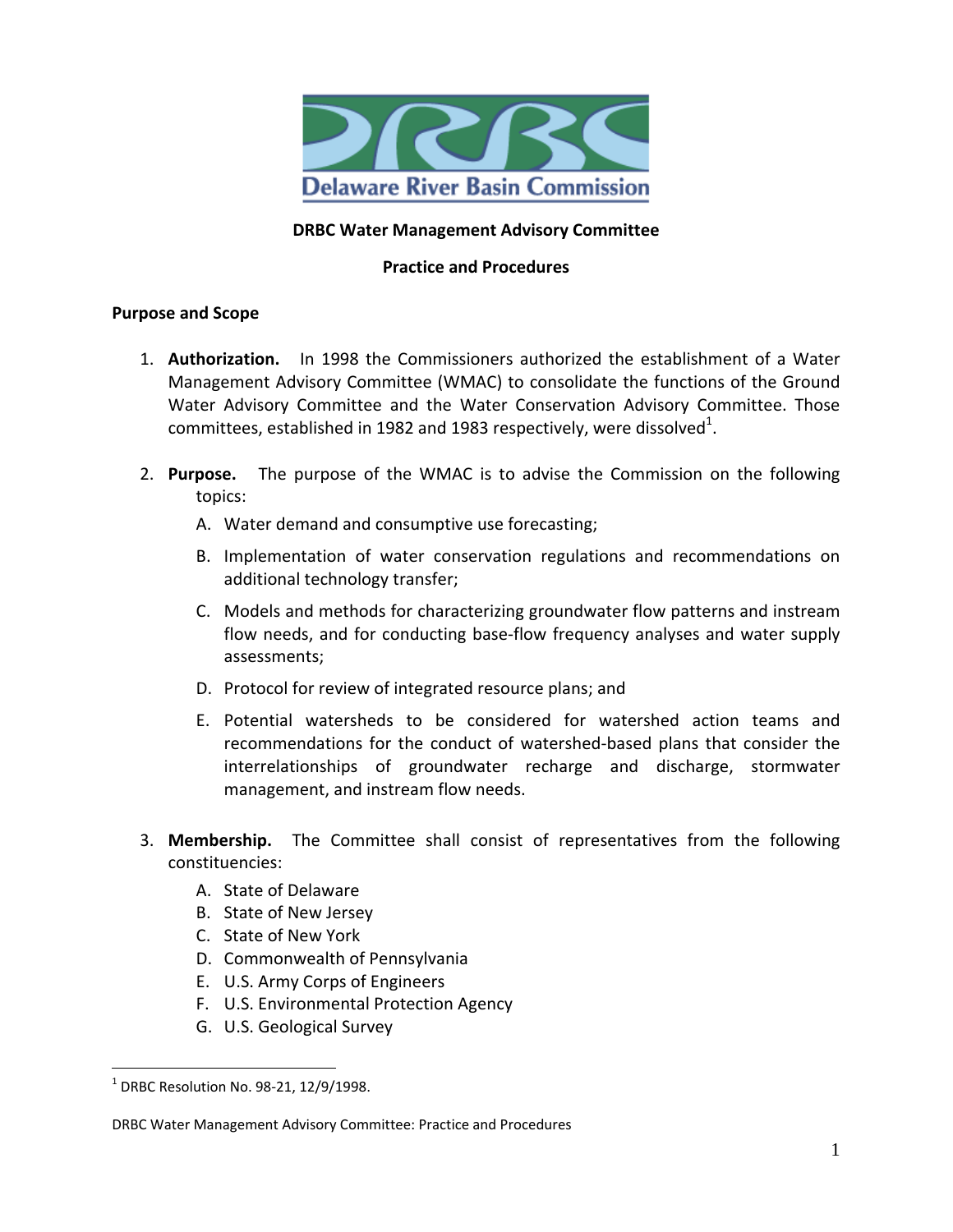Delaware River Basin Commission

**DRBC Water Management Advisory Committee**

**Practice and Procedures**

**Purpose and Scope**

1. **Authorization.** In 1998 the Commissioners authorized the establishment of a Water Management Advisory Committee (WMAC) to consolidate the functions of the Ground Water Advisory Committee and the Water Conservation Advisory Committee. Those committees, established in 1982 and 1983 respectively, were dissolved[1].

2. **Purpose.** The purpose of the WMAC is to advise the Commission on the following topics:
   A. Water demand and consumptive use forecasting;
   B. Implementation of water conservation regulations and recommendations on additional technology transfer;
   C. Models and methods for characterizing groundwater flow patterns and instream flow needs, and for conducting base-flow frequency analyses and water supply assessments;
   D. Protocol for review of integrated resource plans; and
   E. Potential watersheds to be considered for watershed action teams and recommendations for the conduct of watershed-based plans that consider the interrelationships of groundwater recharge and discharge, stormwater management, and instream flow needs.

3. **Membership.** The Committee shall consist of representatives from the following constituencies:
   A. State of Delaware
   B. State of New Jersey
   C. State of New York
   D. Commonwealth of Pennsylvania
   E. U.S. Army Corps of Engineers
   F. U.S. Environmental Protection Agency
   G. U.S. Geological Survey

[1] DRBC Resolution No. 98-21, 12/9/1998.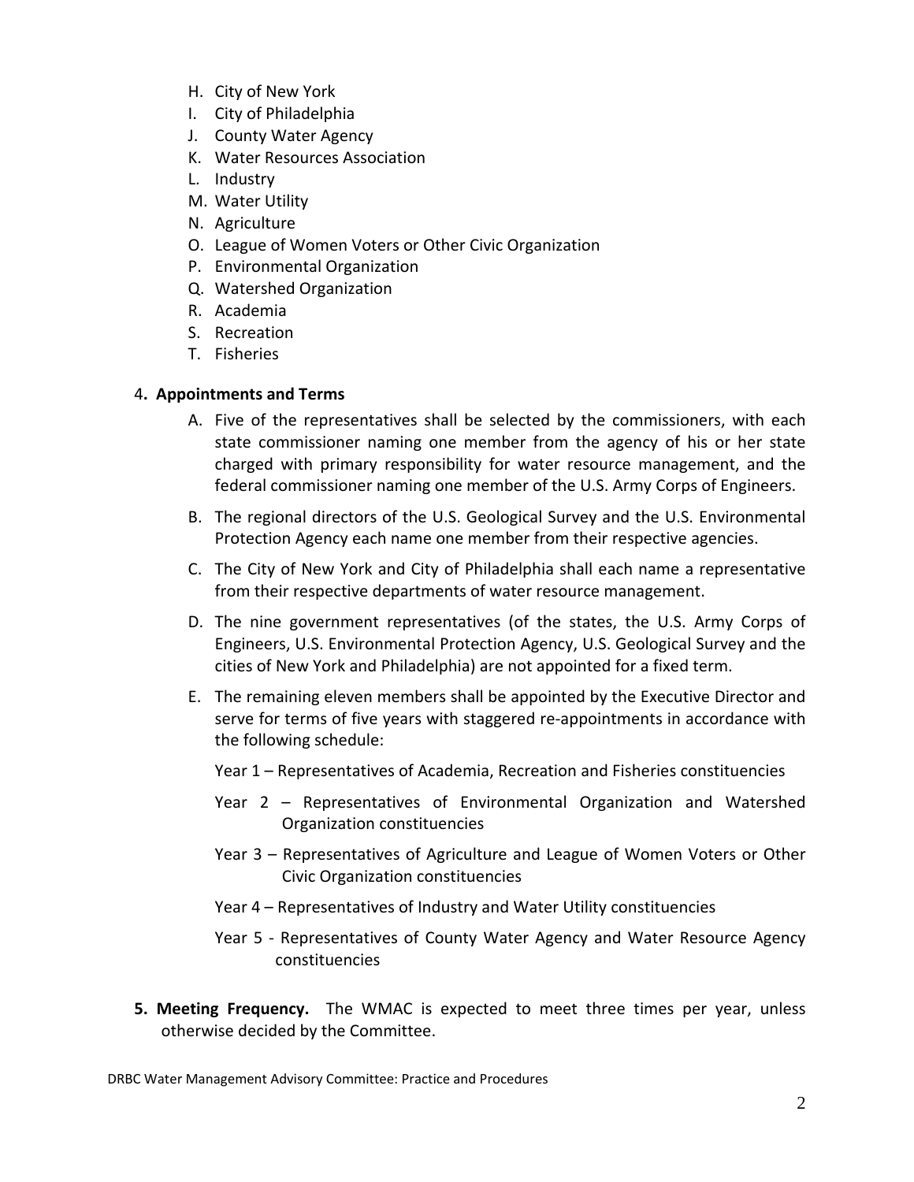H. City of New York
I. City of Philadelphia
J. County Water Agency
K. Water Resources Association
L. Industry
M. Water Utility
N. Agriculture
O. League of Women Voters or Other Civic Organization
P. Environmental Organization
Q. Watershed Organization
R. Academia
S. Recreation
T. Fisheries

4**. Appointments and Terms**

A. Five of the representatives shall be selected by the commissioners, with each state commissioner naming one member from the agency of his or her state charged with primary responsibility for water resource management, and the federal commissioner naming one member of the U.S. Army Corps of Engineers.

B. The regional directors of the U.S. Geological Survey and the U.S. Environmental Protection Agency each name one member from their respective agencies.

C. The City of New York and City of Philadelphia shall each name a representative from their respective departments of water resource management.

D. The nine government representatives (of the states, the U.S. Army Corps of Engineers, U.S. Environmental Protection Agency, U.S. Geological Survey and the cities of New York and Philadelphia) are not appointed for a fixed term.

E. The remaining eleven members shall be appointed by the Executive Director and serve for terms of five years with staggered re-appointments in accordance with the following schedule:

   Year 1 – Representatives of Academia, Recreation and Fisheries constituencies

   Year 2 – Representatives of Environmental Organization and Watershed Organization constituencies

   Year 3 – Representatives of Agriculture and League of Women Voters or Other Civic Organization constituencies

   Year 4 – Representatives of Industry and Water Utility constituencies

   Year 5 - Representatives of County Water Agency and Water Resource Agency constituencies

**5. Meeting Frequency.** The WMAC is expected to meet three times per year, unless otherwise decided by the Committee.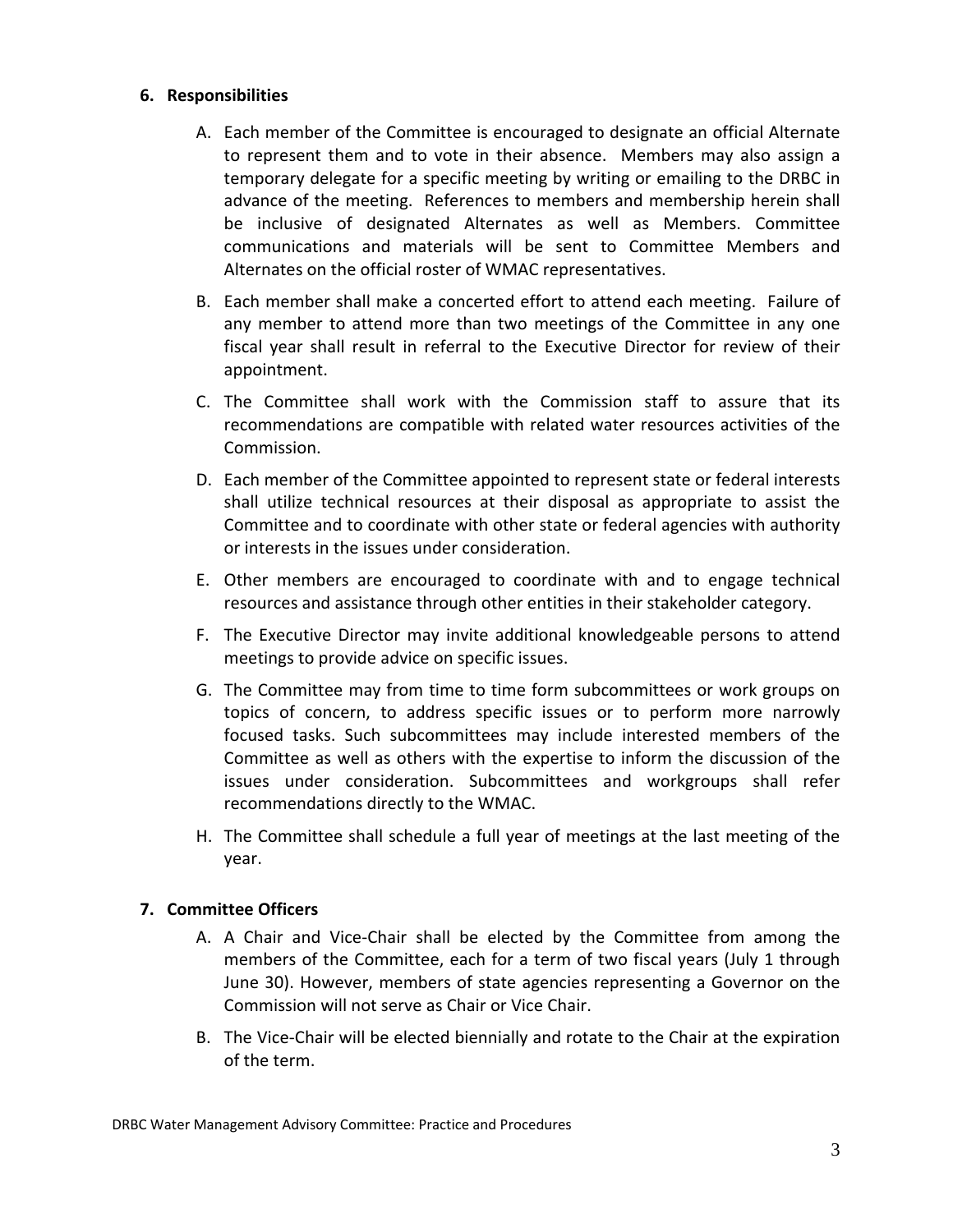**6. Responsibilities**

A. Each member of the Committee is encouraged to designate an official Alternate to represent them and to vote in their absence. Members may also assign a temporary delegate for a specific meeting by writing or emailing to the DRBC in advance of the meeting. References to members and membership herein shall be inclusive of designated Alternates as well as Members. Committee communications and materials will be sent to Committee Members and Alternates on the official roster of WMAC representatives.

B. Each member shall make a concerted effort to attend each meeting. Failure of any member to attend more than two meetings of the Committee in any one fiscal year shall result in referral to the Executive Director for review of their appointment.

C. The Committee shall work with the Commission staff to assure that its recommendations are compatible with related water resources activities of the Commission.

D. Each member of the Committee appointed to represent state or federal interests shall utilize technical resources at their disposal as appropriate to assist the Committee and to coordinate with other state or federal agencies with authority or interests in the issues under consideration.

E. Other members are encouraged to coordinate with and to engage technical resources and assistance through other entities in their stakeholder category.

F. The Executive Director may invite additional knowledgeable persons to attend meetings to provide advice on specific issues.

G. The Committee may from time to time form subcommittees or work groups on topics of concern, to address specific issues or to perform more narrowly focused tasks. Such subcommittees may include interested members of the Committee as well as others with the expertise to inform the discussion of the issues under consideration. Subcommittees and workgroups shall refer recommendations directly to the WMAC.

H. The Committee shall schedule a full year of meetings at the last meeting of the year.

**7. Committee Officers**

A. A Chair and Vice-Chair shall be elected by the Committee from among the members of the Committee, each for a term of two fiscal years (July 1 through June 30). However, members of state agencies representing a Governor on the Commission will not serve as Chair or Vice Chair.

B. The Vice-Chair will be elected biennially and rotate to the Chair at the expiration of the term.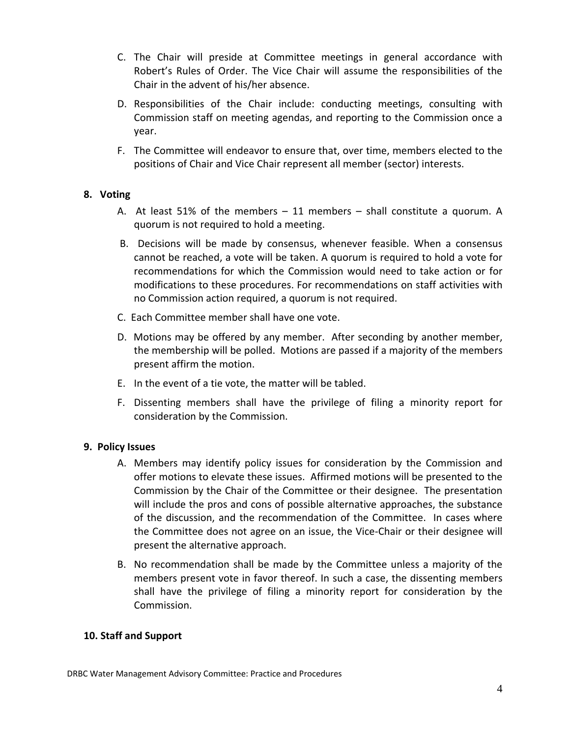C. The Chair will preside at Committee meetings in general accordance with Robert's Rules of Order. The Vice Chair will assume the responsibilities of the Chair in the advent of his/her absence.

D. Responsibilities of the Chair include: conducting meetings, consulting with Commission staff on meeting agendas, and reporting to the Commission once a year.

F. The Committee will endeavor to ensure that, over time, members elected to the positions of Chair and Vice Chair represent all member (sector) interests.

**8. Voting**

A. At least 51% of the members – 11 members – shall constitute a quorum. A quorum is not required to hold a meeting.

B. Decisions will be made by consensus, whenever feasible. When a consensus cannot be reached, a vote will be taken. A quorum is required to hold a vote for recommendations for which the Commission would need to take action or for modifications to these procedures. For recommendations on staff activities with no Commission action required, a quorum is not required.

C. Each Committee member shall have one vote.

D. Motions may be offered by any member. After seconding by another member, the membership will be polled. Motions are passed if a majority of the members present affirm the motion.

E. In the event of a tie vote, the matter will be tabled.

F. Dissenting members shall have the privilege of filing a minority report for consideration by the Commission.

**9. Policy Issues**

A. Members may identify policy issues for consideration by the Commission and offer motions to elevate these issues. Affirmed motions will be presented to the Commission by the Chair of the Committee or their designee. The presentation will include the pros and cons of possible alternative approaches, the substance of the discussion, and the recommendation of the Committee. In cases where the Committee does not agree on an issue, the Vice-Chair or their designee will present the alternative approach.

B. No recommendation shall be made by the Committee unless a majority of the members present vote in favor thereof. In such a case, the dissenting members shall have the privilege of filing a minority report for consideration by the Commission.

**10. Staff and Support**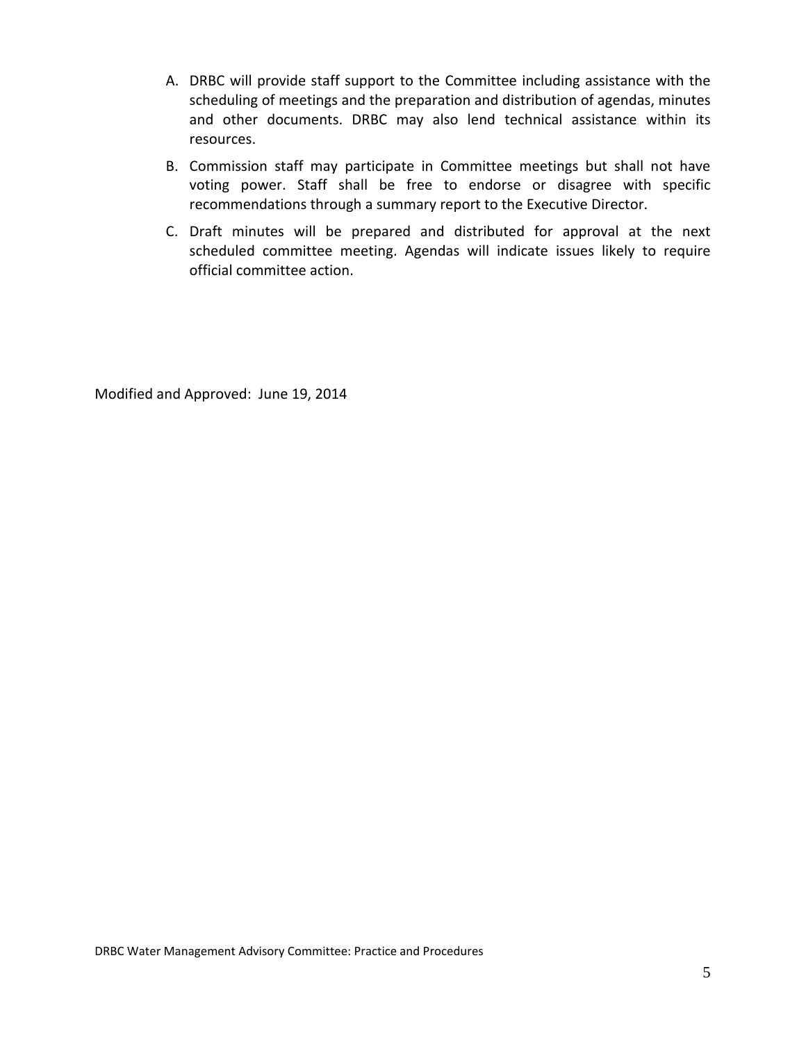A. DRBC will provide staff support to the Committee including assistance with the scheduling of meetings and the preparation and distribution of agendas, minutes and other documents. DRBC may also lend technical assistance within its resources.

B. Commission staff may participate in Committee meetings but shall not have voting power. Staff shall be free to endorse or disagree with specific recommendations through a summary report to the Executive Director.

C. Draft minutes will be prepared and distributed for approval at the next scheduled committee meeting. Agendas will indicate issues likely to require official committee action.

Modified and Approved: June 19, 2014